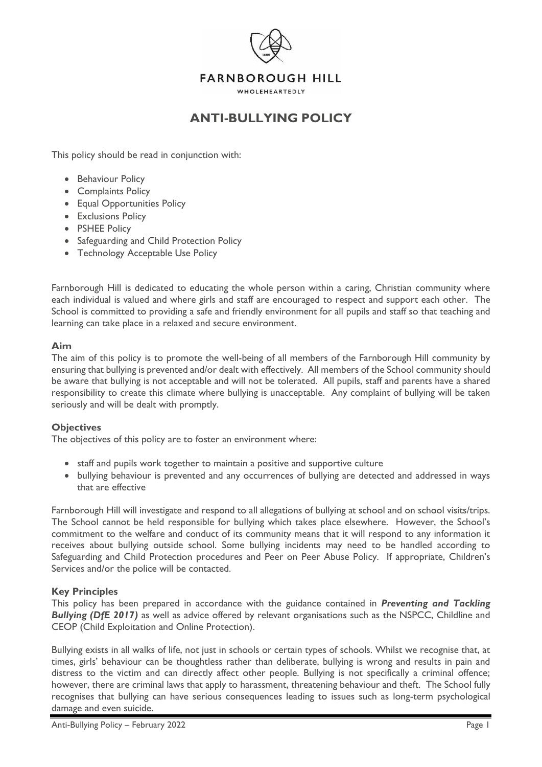FARNBOROUGH HILL

WHOLEHEARTEDLY

# ANTI-BULLYING POLICY

This policy should be read in conjunction with:

- Behaviour Policy
- Complaints Policy
- Equal Opportunities Policy
- Exclusions Policy
- PSHEE Policy
- Safeguarding and Child Protection Policy
- Technology Acceptable Use Policy

Farnborough Hill is dedicated to educating the whole person within a caring, Christian community where each individual is valued and where girls and staff are encouraged to respect and support each other. The School is committed to providing a safe and friendly environment for all pupils and staff so that teaching and learning can take place in a relaxed and secure environment.

## Aim

The aim of this policy is to promote the well-being of all members of the Farnborough Hill community by ensuring that bullying is prevented and/or dealt with effectively. All members of the School community should be aware that bullying is not acceptable and will not be tolerated. All pupils, staff and parents have a shared responsibility to create this climate where bullying is unacceptable. Any complaint of bullying will be taken seriously and will be dealt with promptly.

## Objectives

The objectives of this policy are to foster an environment where:

- staff and pupils work together to maintain a positive and supportive culture
- bullying behaviour is prevented and any occurrences of bullying are detected and addressed in ways that are effective

Farnborough Hill will investigate and respond to all allegations of bullying at school and on school visits/trips. The School cannot be held responsible for bullying which takes place elsewhere. However, the School's commitment to the welfare and conduct of its community means that it will respond to any information it receives about bullying outside school. Some bullying incidents may need to be handled according to Safeguarding and Child Protection procedures and Peer on Peer Abuse Policy. If appropriate, Children's Services and/or the police will be contacted.

## Key Principles

This policy has been prepared in accordance with the guidance contained in ***Preventing and Tackling Bullying (DfE 2017)*** as well as advice offered by relevant organisations such as the NSPCC, Childline and CEOP (Child Exploitation and Online Protection).

Bullying exists in all walks of life, not just in schools or certain types of schools. Whilst we recognise that, at times, girls' behaviour can be thoughtless rather than deliberate, bullying is wrong and results in pain and distress to the victim and can directly affect other people. Bullying is not specifically a criminal offence; however, there are criminal laws that apply to harassment, threatening behaviour and theft. The School fully recognises that bullying can have serious consequences leading to issues such as long-term psychological damage and even suicide.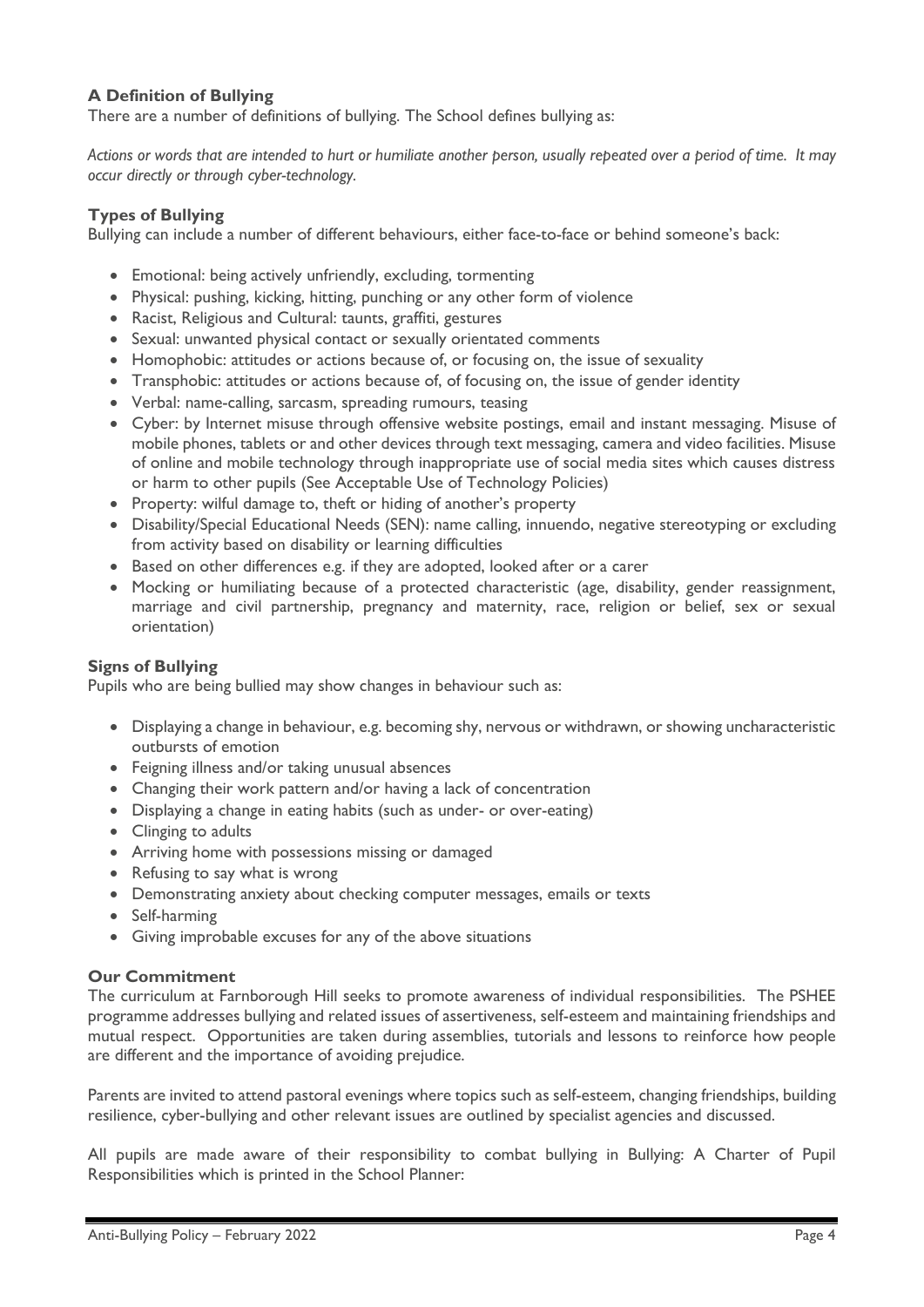### A Definition of Bullying

There are a number of definitions of bullying. The School defines bullying as:

*Actions or words that are intended to hurt or humiliate another person, usually repeated over a period of time. It may occur directly or through cyber-technology.*

### Types of Bullying

Bullying can include a number of different behaviours, either face-to-face or behind someone's back:

- Emotional: being actively unfriendly, excluding, tormenting
- Physical: pushing, kicking, hitting, punching or any other form of violence
- Racist, Religious and Cultural: taunts, graffiti, gestures
- Sexual: unwanted physical contact or sexually orientated comments
- Homophobic: attitudes or actions because of, or focusing on, the issue of sexuality
- Transphobic: attitudes or actions because of, of focusing on, the issue of gender identity
- Verbal: name-calling, sarcasm, spreading rumours, teasing
- Cyber: by Internet misuse through offensive website postings, email and instant messaging. Misuse of mobile phones, tablets or and other devices through text messaging, camera and video facilities. Misuse of online and mobile technology through inappropriate use of social media sites which causes distress or harm to other pupils (See Acceptable Use of Technology Policies)
- Property: wilful damage to, theft or hiding of another's property
- Disability/Special Educational Needs (SEN): name calling, innuendo, negative stereotyping or excluding from activity based on disability or learning difficulties
- Based on other differences e.g. if they are adopted, looked after or a carer
- Mocking or humiliating because of a protected characteristic (age, disability, gender reassignment, marriage and civil partnership, pregnancy and maternity, race, religion or belief, sex or sexual orientation)

### Signs of Bullying

Pupils who are being bullied may show changes in behaviour such as:

- Displaying a change in behaviour, e.g. becoming shy, nervous or withdrawn, or showing uncharacteristic outbursts of emotion
- Feigning illness and/or taking unusual absences
- Changing their work pattern and/or having a lack of concentration
- Displaying a change in eating habits (such as under- or over-eating)
- Clinging to adults
- Arriving home with possessions missing or damaged
- Refusing to say what is wrong
- Demonstrating anxiety about checking computer messages, emails or texts
- Self-harming
- Giving improbable excuses for any of the above situations

### Our Commitment

The curriculum at Farnborough Hill seeks to promote awareness of individual responsibilities. The PSHEE programme addresses bullying and related issues of assertiveness, self-esteem and maintaining friendships and mutual respect. Opportunities are taken during assemblies, tutorials and lessons to reinforce how people are different and the importance of avoiding prejudice.

Parents are invited to attend pastoral evenings where topics such as self-esteem, changing friendships, building resilience, cyber-bullying and other relevant issues are outlined by specialist agencies and discussed.

All pupils are made aware of their responsibility to combat bullying in Bullying: A Charter of Pupil Responsibilities which is printed in the School Planner: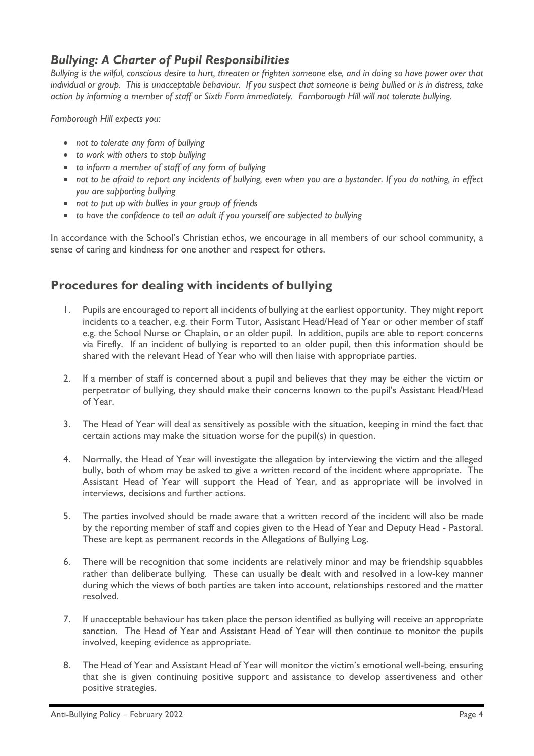## *Bullying: A Charter of Pupil Responsibilities*

*Bullying is the wilful, conscious desire to hurt, threaten or frighten someone else, and in doing so have power over that individual or group. This is unacceptable behaviour. If you suspect that someone is being bullied or is in distress, take action by informing a member of staff or Sixth Form immediately. Farnborough Hill will not tolerate bullying.*

*Farnborough Hill expects you:*

- *not to tolerate any form of bullying*
- *to work with others to stop bullying*
- *to inform a member of staff of any form of bullying*
- *not to be afraid to report any incidents of bullying, even when you are a bystander. If you do nothing, in effect you are supporting bullying*
- *not to put up with bullies in your group of friends*
- *to have the confidence to tell an adult if you yourself are subjected to bullying*

In accordance with the School's Christian ethos, we encourage in all members of our school community, a sense of caring and kindness for one another and respect for others.

## Procedures for dealing with incidents of bullying

1. Pupils are encouraged to report all incidents of bullying at the earliest opportunity. They might report incidents to a teacher, e.g. their Form Tutor, Assistant Head/Head of Year or other member of staff e.g. the School Nurse or Chaplain, or an older pupil. In addition, pupils are able to report concerns via Firefly. If an incident of bullying is reported to an older pupil, then this information should be shared with the relevant Head of Year who will then liaise with appropriate parties.

2. If a member of staff is concerned about a pupil and believes that they may be either the victim or perpetrator of bullying, they should make their concerns known to the pupil's Assistant Head/Head of Year.

3. The Head of Year will deal as sensitively as possible with the situation, keeping in mind the fact that certain actions may make the situation worse for the pupil(s) in question.

4. Normally, the Head of Year will investigate the allegation by interviewing the victim and the alleged bully, both of whom may be asked to give a written record of the incident where appropriate. The Assistant Head of Year will support the Head of Year, and as appropriate will be involved in interviews, decisions and further actions.

5. The parties involved should be made aware that a written record of the incident will also be made by the reporting member of staff and copies given to the Head of Year and Deputy Head - Pastoral. These are kept as permanent records in the Allegations of Bullying Log.

6. There will be recognition that some incidents are relatively minor and may be friendship squabbles rather than deliberate bullying. These can usually be dealt with and resolved in a low-key manner during which the views of both parties are taken into account, relationships restored and the matter resolved.

7. If unacceptable behaviour has taken place the person identified as bullying will receive an appropriate sanction. The Head of Year and Assistant Head of Year will then continue to monitor the pupils involved, keeping evidence as appropriate.

8. The Head of Year and Assistant Head of Year will monitor the victim's emotional well-being, ensuring that she is given continuing positive support and assistance to develop assertiveness and other positive strategies.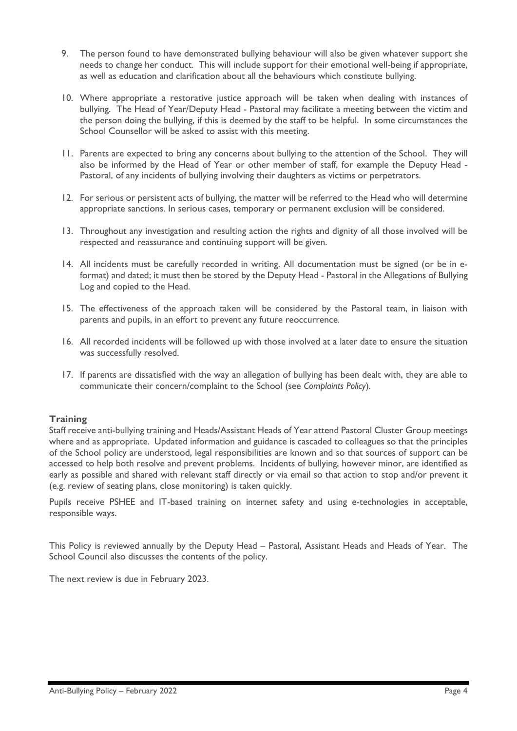9. The person found to have demonstrated bullying behaviour will also be given whatever support she needs to change her conduct. This will include support for their emotional well-being if appropriate, as well as education and clarification about all the behaviours which constitute bullying.

10. Where appropriate a restorative justice approach will be taken when dealing with instances of bullying. The Head of Year/Deputy Head - Pastoral may facilitate a meeting between the victim and the person doing the bullying, if this is deemed by the staff to be helpful. In some circumstances the School Counsellor will be asked to assist with this meeting.

11. Parents are expected to bring any concerns about bullying to the attention of the School. They will also be informed by the Head of Year or other member of staff, for example the Deputy Head - Pastoral, of any incidents of bullying involving their daughters as victims or perpetrators.

12. For serious or persistent acts of bullying, the matter will be referred to the Head who will determine appropriate sanctions. In serious cases, temporary or permanent exclusion will be considered.

13. Throughout any investigation and resulting action the rights and dignity of all those involved will be respected and reassurance and continuing support will be given.

14. All incidents must be carefully recorded in writing. All documentation must be signed (or be in e-format) and dated; it must then be stored by the Deputy Head - Pastoral in the Allegations of Bullying Log and copied to the Head.

15. The effectiveness of the approach taken will be considered by the Pastoral team, in liaison with parents and pupils, in an effort to prevent any future reoccurrence.

16. All recorded incidents will be followed up with those involved at a later date to ensure the situation was successfully resolved.

17. If parents are dissatisfied with the way an allegation of bullying has been dealt with, they are able to communicate their concern/complaint to the School (see *Complaints Policy*).

### Training

Staff receive anti-bullying training and Heads/Assistant Heads of Year attend Pastoral Cluster Group meetings where and as appropriate. Updated information and guidance is cascaded to colleagues so that the principles of the School policy are understood, legal responsibilities are known and so that sources of support can be accessed to help both resolve and prevent problems. Incidents of bullying, however minor, are identified as early as possible and shared with relevant staff directly or via email so that action to stop and/or prevent it (e.g. review of seating plans, close monitoring) is taken quickly.

Pupils receive PSHEE and IT-based training on internet safety and using e-technologies in acceptable, responsible ways.

This Policy is reviewed annually by the Deputy Head – Pastoral, Assistant Heads and Heads of Year. The School Council also discusses the contents of the policy.

The next review is due in February 2023.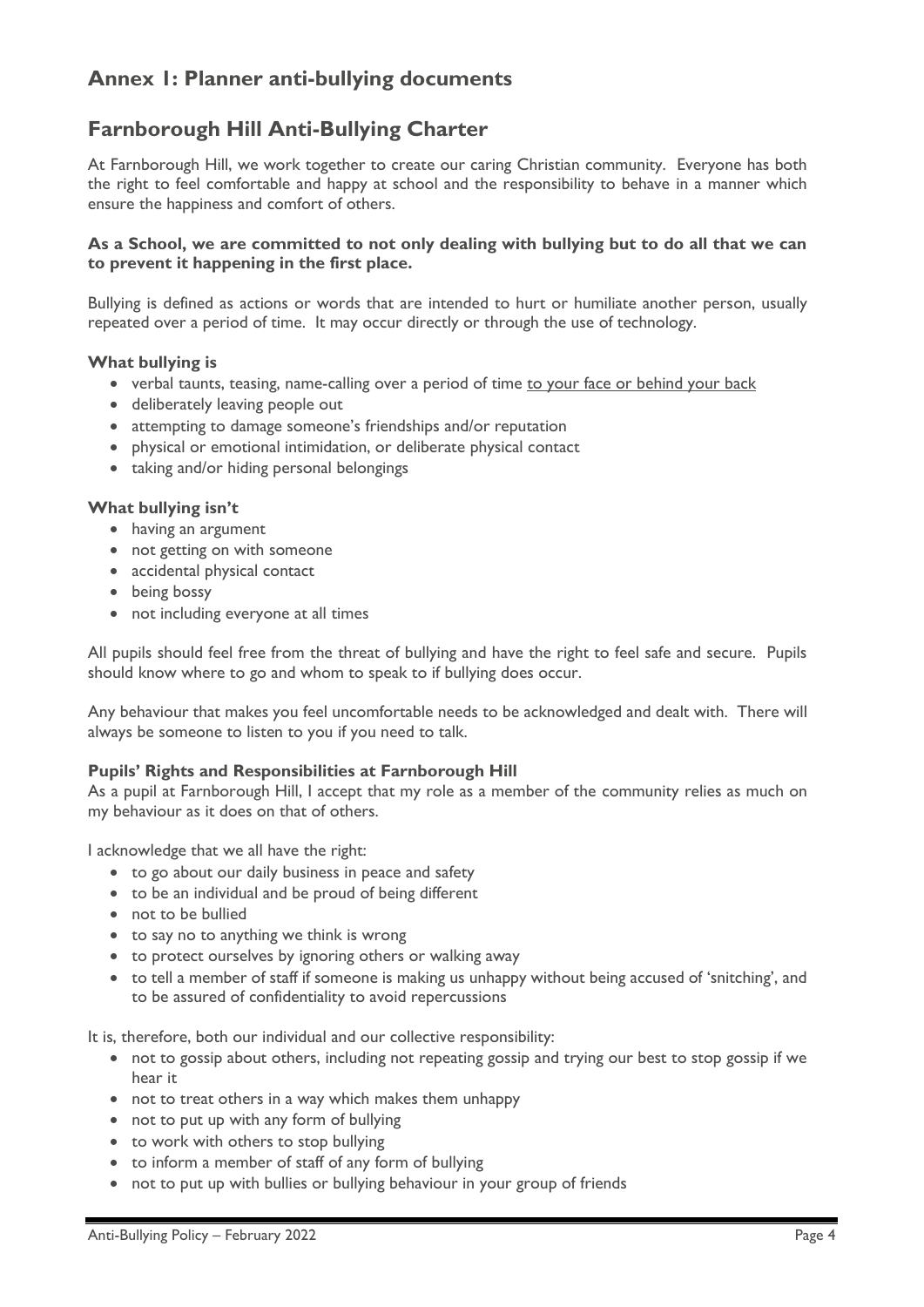## Annex 1: Planner anti-bullying documents

## Farnborough Hill Anti-Bullying Charter

At Farnborough Hill, we work together to create our caring Christian community. Everyone has both the right to feel comfortable and happy at school and the responsibility to behave in a manner which ensure the happiness and comfort of others.

**As a School, we are committed to not only dealing with bullying but to do all that we can to prevent it happening in the first place.**

Bullying is defined as actions or words that are intended to hurt or humiliate another person, usually repeated over a period of time. It may occur directly or through the use of technology.

**What bullying is**

- verbal taunts, teasing, name-calling over a period of time to your face or behind your back
- deliberately leaving people out
- attempting to damage someone's friendships and/or reputation
- physical or emotional intimidation, or deliberate physical contact
- taking and/or hiding personal belongings

**What bullying isn't**

- having an argument
- not getting on with someone
- accidental physical contact
- being bossy
- not including everyone at all times

All pupils should feel free from the threat of bullying and have the right to feel safe and secure. Pupils should know where to go and whom to speak to if bullying does occur.

Any behaviour that makes you feel uncomfortable needs to be acknowledged and dealt with. There will always be someone to listen to you if you need to talk.

**Pupils' Rights and Responsibilities at Farnborough Hill**

As a pupil at Farnborough Hill, I accept that my role as a member of the community relies as much on my behaviour as it does on that of others.

I acknowledge that we all have the right:

- to go about our daily business in peace and safety
- to be an individual and be proud of being different
- not to be bullied
- to say no to anything we think is wrong
- to protect ourselves by ignoring others or walking away
- to tell a member of staff if someone is making us unhappy without being accused of 'snitching', and to be assured of confidentiality to avoid repercussions

It is, therefore, both our individual and our collective responsibility:

- not to gossip about others, including not repeating gossip and trying our best to stop gossip if we hear it
- not to treat others in a way which makes them unhappy
- not to put up with any form of bullying
- to work with others to stop bullying
- to inform a member of staff of any form of bullying
- not to put up with bullies or bullying behaviour in your group of friends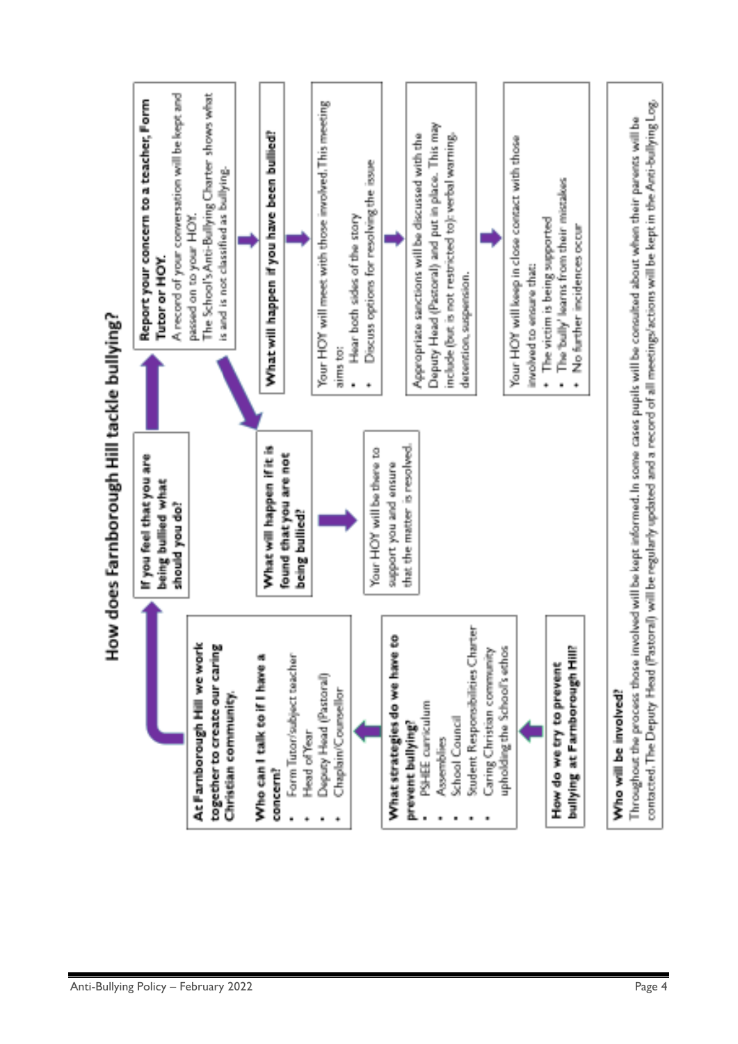# How does Farnborough Hill tackle bullying?

**At Farnborough Hill we work together to create our caring Christian community.**

**Who can I talk to if I have a concern?**

- Form Tutor/subject teacher
- Head of Year
- Deputy Head (Pastoral)
- Chaplain/Counsellor

**What strategies do we have to prevent bullying?**

- PSHEE curriculum
- Assemblies
- School Council
- Student Responsibilities Charter
- Caring Christian community upholding the School's ethos

**How do we try to prevent bullying at Farnborough Hill?**

**If you feel that you are being bullied what should you do?**

**Report your concern to a teacher, Form Tutor or HOY.**
A record of your conversation will be kept and passed on to your HOY.
The School's Anti-Bullying Charter shows what is and is not classified as bullying.

**What will happen if it is found that you are not being bullied?**

Your HOY will be there to support you and ensure that the matter is resolved.

**What will happen if you have been bullied?**

Your HOY will meet with those involved. This meeting aims to:

- Hear both sides of the story
- Discuss options for resolving the issue

Appropriate sanctions will be discussed with the Deputy Head (Pastoral) and put in place. This may include (but is not restricted to): verbal warning, detention, suspension.

Your HOY will keep in close contact with those involved to ensure that:

- The victim is being supported
- The 'bully' learns from their mistakes
- No further incidences occur

**Who will be involved?**

Throughout the process those involved will be kept informed. In some cases pupils will be consulted about when their parents will be contacted. The Deputy Head (Pastoral) will be regularly updated and a record of all meetings/actions will be kept in the Anti-bullying Log.